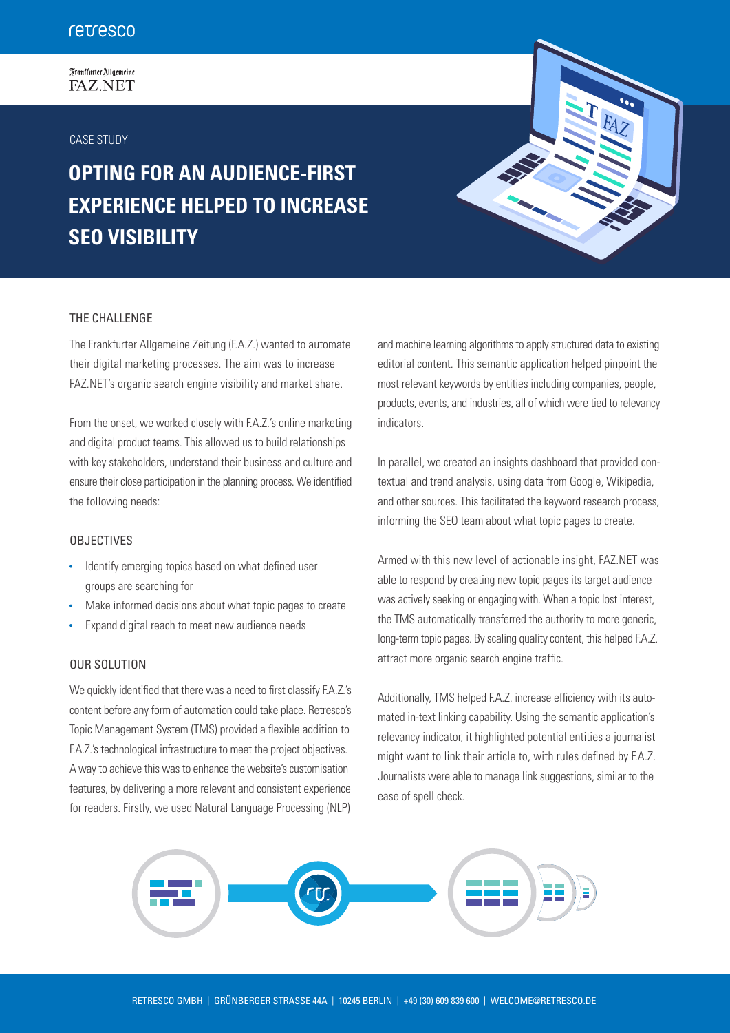retresco

Frankfurter Allgemeine
FAZ.NET

CASE STUDY

# OPTING FOR AN AUDIENCE-FIRST EXPERIENCE HELPED TO INCREASE SEO VISIBILITY

## THE CHALLENGE

The Frankfurter Allgemeine Zeitung (F.A.Z.) wanted to automate their digital marketing processes. The aim was to increase FAZ.NET's organic search engine visibility and market share.

From the onset, we worked closely with F.A.Z.'s online marketing and digital product teams. This allowed us to build relationships with key stakeholders, understand their business and culture and ensure their close participation in the planning process. We identified the following needs:

## OBJECTIVES

- Identify emerging topics based on what defined user groups are searching for
- Make informed decisions about what topic pages to create
- Expand digital reach to meet new audience needs

## OUR SOLUTION

We quickly identified that there was a need to first classify F.A.Z.'s content before any form of automation could take place. Retresco's Topic Management System (TMS) provided a flexible addition to F.A.Z.'s technological infrastructure to meet the project objectives. A way to achieve this was to enhance the website's customisation features, by delivering a more relevant and consistent experience for readers. Firstly, we used Natural Language Processing (NLP) and machine learning algorithms to apply structured data to existing editorial content. This semantic application helped pinpoint the most relevant keywords by entities including companies, people, products, events, and industries, all of which were tied to relevancy indicators.

In parallel, we created an insights dashboard that provided contextual and trend analysis, using data from Google, Wikipedia, and other sources. This facilitated the keyword research process, informing the SEO team about what topic pages to create.

Armed with this new level of actionable insight, FAZ.NET was able to respond by creating new topic pages its target audience was actively seeking or engaging with. When a topic lost interest, the TMS automatically transferred the authority to more generic, long-term topic pages. By scaling quality content, this helped F.A.Z. attract more organic search engine traffic.

Additionally, TMS helped F.A.Z. increase efficiency with its automated in-text linking capability. Using the semantic application's relevancy indicator, it highlighted potential entities a journalist might want to link their article to, with rules defined by F.A.Z. Journalists were able to manage link suggestions, similar to the ease of spell check.

RETRESCO GMBH | GRÜNBERGER STRASSE 44A | 10245 BERLIN | +49 (30) 609 839 600 | WELCOME@RETRESCO.DE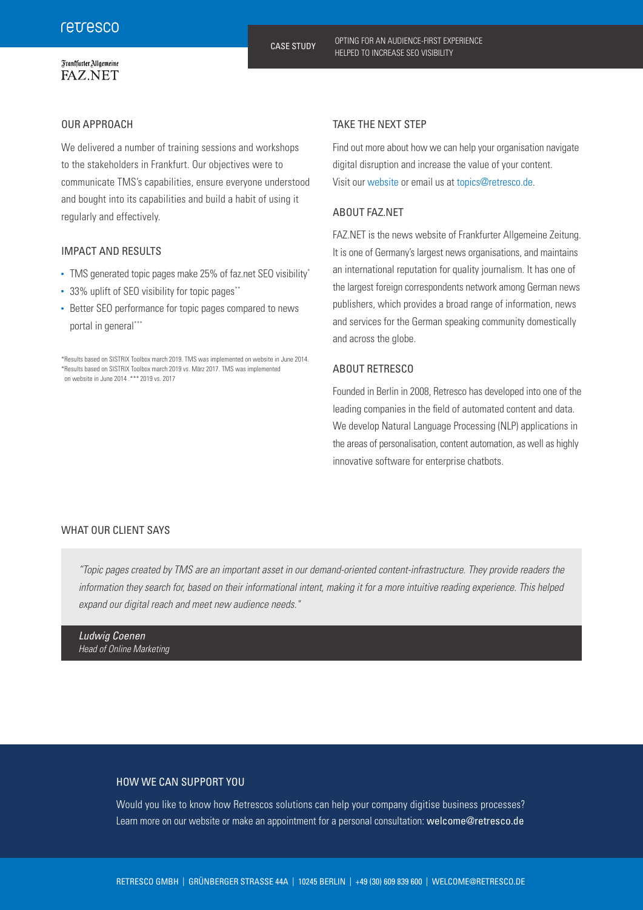CASE STUDY

OPTING FOR AN AUDIENCE-FIRST EXPERIENCE HELPED TO INCREASE SEO VISIBILITY

## OUR APPROACH

We delivered a number of training sessions and workshops to the stakeholders in Frankfurt. Our objectives were to communicate TMS's capabilities, ensure everyone understood and bought into its capabilities and build a habit of using it regularly and effectively.

## IMPACT AND RESULTS

- TMS generated topic pages make 25% of faz.net SEO visibility*
- 33% uplift of SEO visibility for topic pages**
- Better SEO performance for topic pages compared to news portal in general***

*Results based on SISTRIX Toolbox march 2019. TMS was implemented on website in June 2014.
*Results based on SISTRIX Toolbox march 2019 vs. März 2017. TMS was implemented on website in June 2014 .*** 2019 vs. 2017

## TAKE THE NEXT STEP

Find out more about how we can help your organisation navigate digital disruption and increase the value of your content. Visit our website or email us at topics@retresco.de.

## ABOUT FAZ.NET

FAZ.NET is the news website of Frankfurter Allgemeine Zeitung. It is one of Germany's largest news organisations, and maintains an international reputation for quality journalism. It has one of the largest foreign correspondents network among German news publishers, which provides a broad range of information, news and services for the German speaking community domestically and across the globe.

## ABOUT RETRESCO

Founded in Berlin in 2008, Retresco has developed into one of the leading companies in the field of automated content and data. We develop Natural Language Processing (NLP) applications in the areas of personalisation, content automation, as well as highly innovative software for enterprise chatbots.

## WHAT OUR CLIENT SAYS

*"Topic pages created by TMS are an important asset in our demand-oriented content-infrastructure. They provide readers the information they search for, based on their informational intent, making it for a more intuitive reading experience. This helped expand our digital reach and meet new audience needs."*

*Ludwig Coenen*
*Head of Online Marketing*

## HOW WE CAN SUPPORT YOU

Would you like to know how Retrescos solutions can help your company digitise business processes? Learn more on our website or make an appointment for a personal consultation: welcome@retresco.de

RETRESCO GMBH | GRÜNBERGER STRASSE 44A | 10245 BERLIN | +49 (30) 609 839 600 | WELCOME@RETRESCO.DE